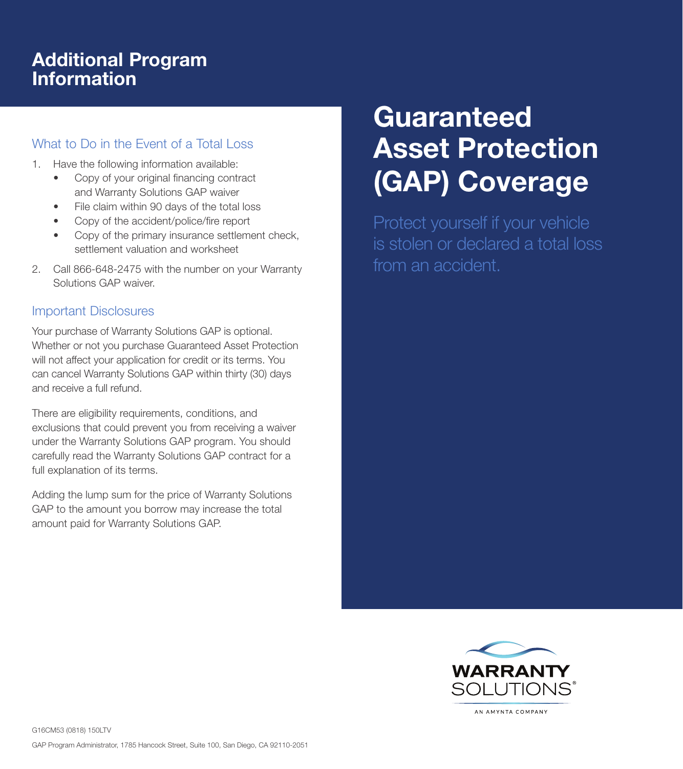## Additional Program Information

### What to Do in the Event of a Total Loss

1. Have the following information available:
   - Copy of your original financing contract and Warranty Solutions GAP waiver
   - File claim within 90 days of the total loss
   - Copy of the accident/police/fire report
   - Copy of the primary insurance settlement check, settlement valuation and worksheet
2. Call 866-648-2475 with the number on your Warranty Solutions GAP waiver.

### Important Disclosures

Your purchase of Warranty Solutions GAP is optional. Whether or not you purchase Guaranteed Asset Protection will not affect your application for credit or its terms. You can cancel Warranty Solutions GAP within thirty (30) days and receive a full refund.

There are eligibility requirements, conditions, and exclusions that could prevent you from receiving a waiver under the Warranty Solutions GAP program. You should carefully read the Warranty Solutions GAP contract for a full explanation of its terms.

Adding the lump sum for the price of Warranty Solutions GAP to the amount you borrow may increase the total amount paid for Warranty Solutions GAP.

# Guaranteed Asset Protection (GAP) Coverage

Protect yourself if your vehicle is stolen or declared a total loss from an accident.

WARRANTY SOLUTIONS®

AN AMYNTA COMPANY

G16CM53 (0818) 150LTV

GAP Program Administrator, 1785 Hancock Street, Suite 100, San Diego, CA 92110-2051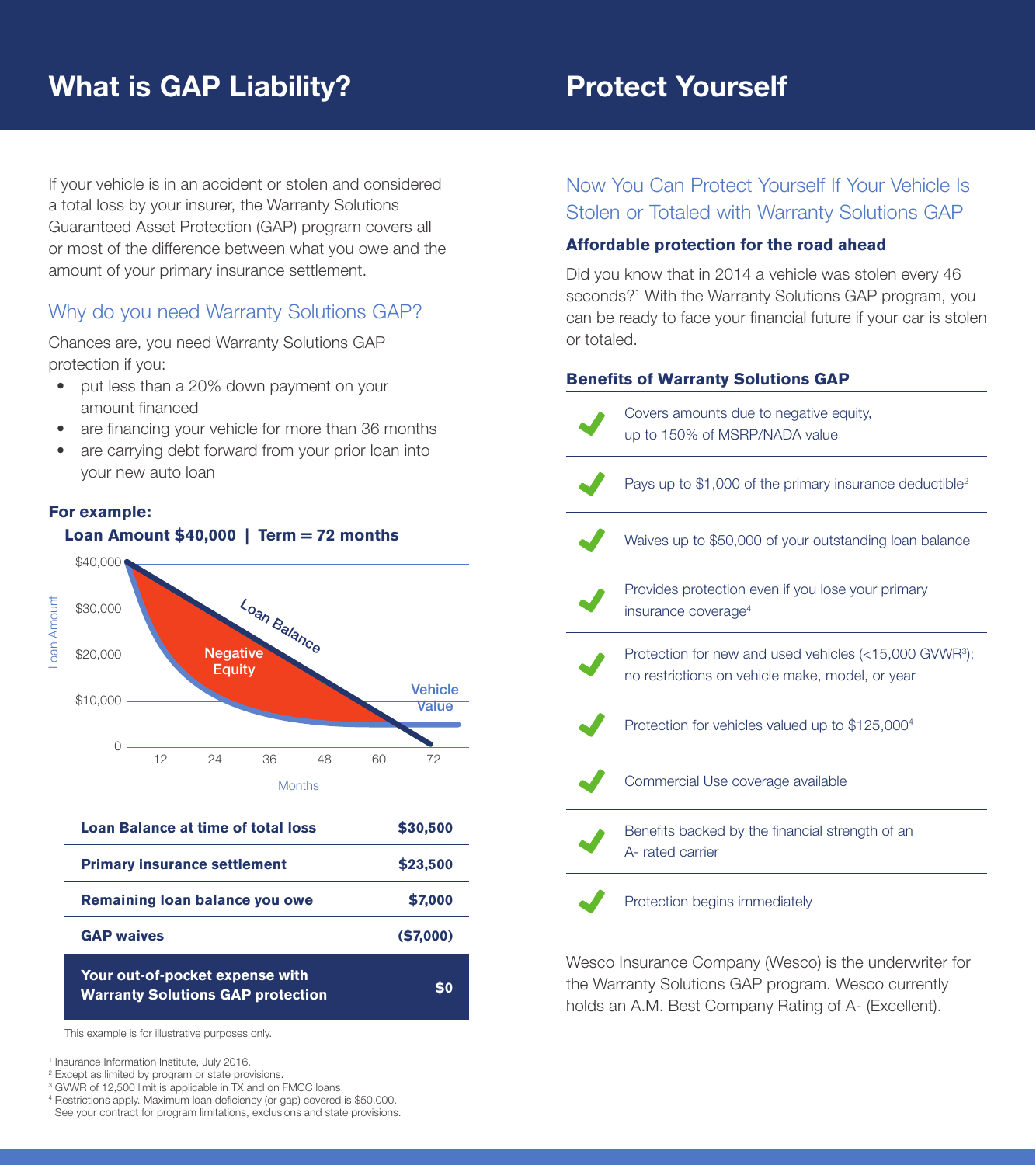# What is GAP Liability?

If your vehicle is in an accident or stolen and considered a total loss by your insurer, the Warranty Solutions Guaranteed Asset Protection (GAP) program covers all or most of the difference between what you owe and the amount of your primary insurance settlement.

## Why do you need Warranty Solutions GAP?

Chances are, you need Warranty Solutions GAP protection if you:

- put less than a 20% down payment on your amount financed
- are financing your vehicle for more than 36 months
- are carrying debt forward from your prior loan into your new auto loan

**For example:**

**Loan Amount $40,000 | Term = 72 months**

Loan Amount
$40,000
$30,000
$20,000
$10,000
0
12 24 36 48 60 72
Months
Loan Balance
Negative Equity
Vehicle Value

| | |
|---|---|
| **Loan Balance at time of total loss** | **$30,500** |
| **Primary insurance settlement** | **$23,500** |
| **Remaining loan balance you owe** | **$7,000** |
| **GAP waives** | **($7,000)** |
| **Your out-of-pocket expense with Warranty Solutions GAP protection** | **$0** |

This example is for illustrative purposes only.

[1] Insurance Information Institute, July 2016.
[2] Except as limited by program or state provisions.
[3] GVWR of 12,500 limit is applicable in TX and on FMCC loans.
[4] Restrictions apply. Maximum loan deficiency (or gap) covered is $50,000. See your contract for program limitations, exclusions and state provisions.

# Protect Yourself

## Now You Can Protect Yourself If Your Vehicle Is Stolen or Totaled with Warranty Solutions GAP

**Affordable protection for the road ahead**

Did you know that in 2014 a vehicle was stolen every 46 seconds?[1] With the Warranty Solutions GAP program, you can be ready to face your financial future if your car is stolen or totaled.

**Benefits of Warranty Solutions GAP**

- ✔ Covers amounts due to negative equity, up to 150% of MSRP/NADA value
- ✔ Pays up to $1,000 of the primary insurance deductible[2]
- ✔ Waives up to $50,000 of your outstanding loan balance
- ✔ Provides protection even if you lose your primary insurance coverage[4]
- ✔ Protection for new and used vehicles (<15,000 GVWR[3]); no restrictions on vehicle make, model, or year
- ✔ Protection for vehicles valued up to $125,000[4]
- ✔ Commercial Use coverage available
- ✔ Benefits backed by the financial strength of an A- rated carrier
- ✔ Protection begins immediately

Wesco Insurance Company (Wesco) is the underwriter for the Warranty Solutions GAP program. Wesco currently holds an A.M. Best Company Rating of A- (Excellent).